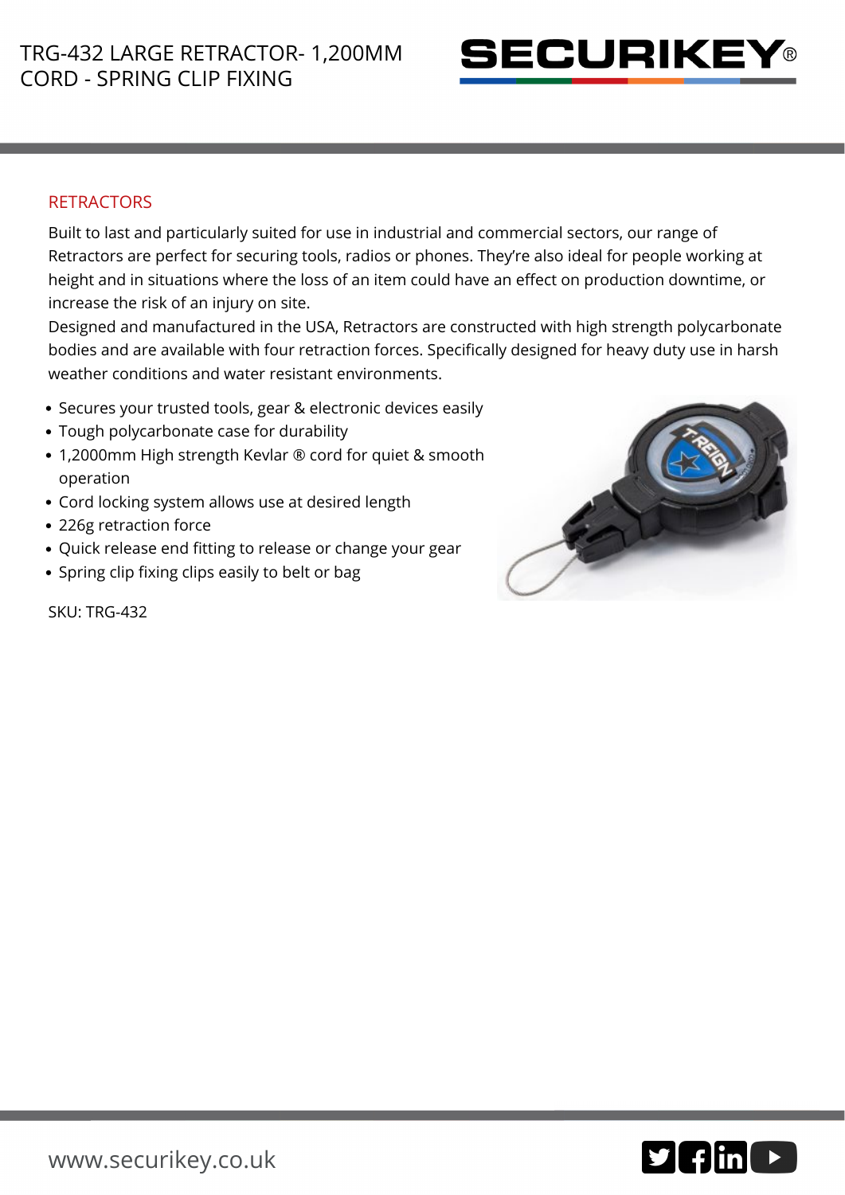# TRG-432 LARGE RETRACTOR- 1,200MM CORD - SPRING CLIP FIXING

## RETRACTORS

Built to last and particularly suited for use in industrial and commercial sectors, our range of Retractors are perfect for securing tools, radios or phones. They're also ideal for people working at height and in situations where the loss of an item could have an effect on production downtime, or increase the risk of an injury on site.

Designed and manufactured in the USA, Retractors are constructed with high strength polycarbonate bodies and are available with four retraction forces. Specifically designed for heavy duty use in harsh weather conditions and water resistant environments.

- Secures your trusted tools, gear & electronic devices easily
- Tough polycarbonate case for durability
- 1,2000mm High strength Kevlar ® cord for quiet & smooth operation
- Cord locking system allows use at desired length
- 226g retraction force
- Quick release end fitting to release or change your gear
- Spring clip fixing clips easily to belt or bag

SKU: TRG-432

www.securikey.co.uk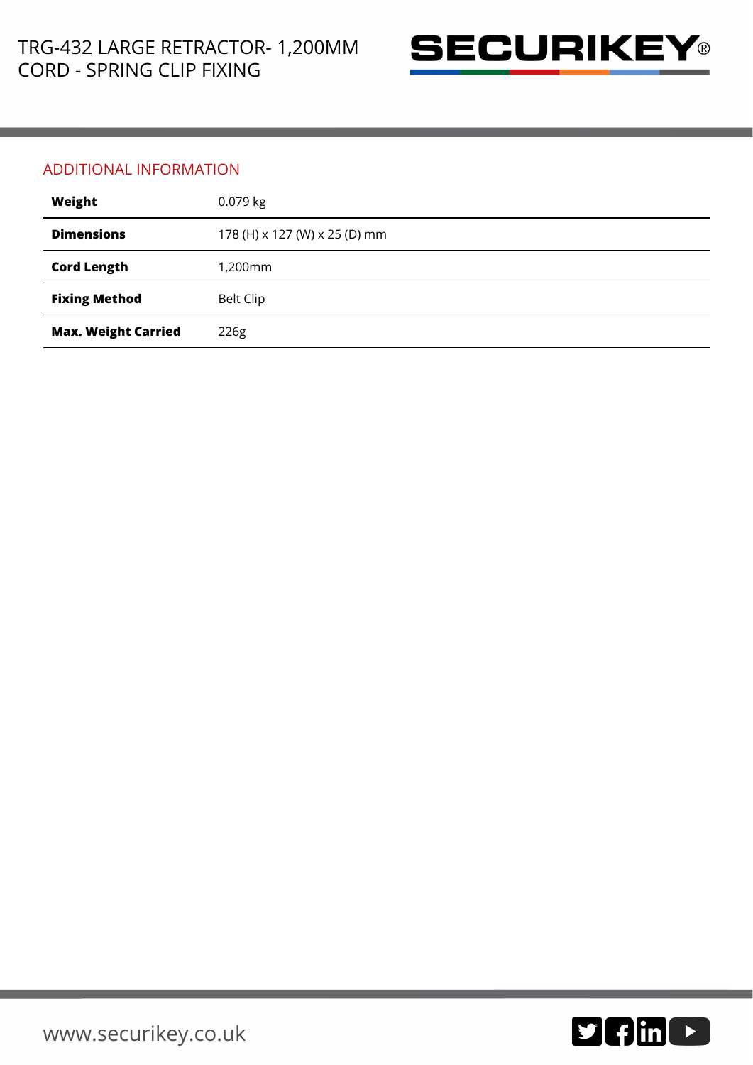# TRG-432 LARGE RETRACTOR- 1,200MM CORD - SPRING CLIP FIXING

## ADDITIONAL INFORMATION

| | |
|---|---|
| **Weight** | 0.079 kg |
| **Dimensions** | 178 (H) x 127 (W) x 25 (D) mm |
| **Cord Length** | 1,200mm |
| **Fixing Method** | Belt Clip |
| **Max. Weight Carried** | 226g |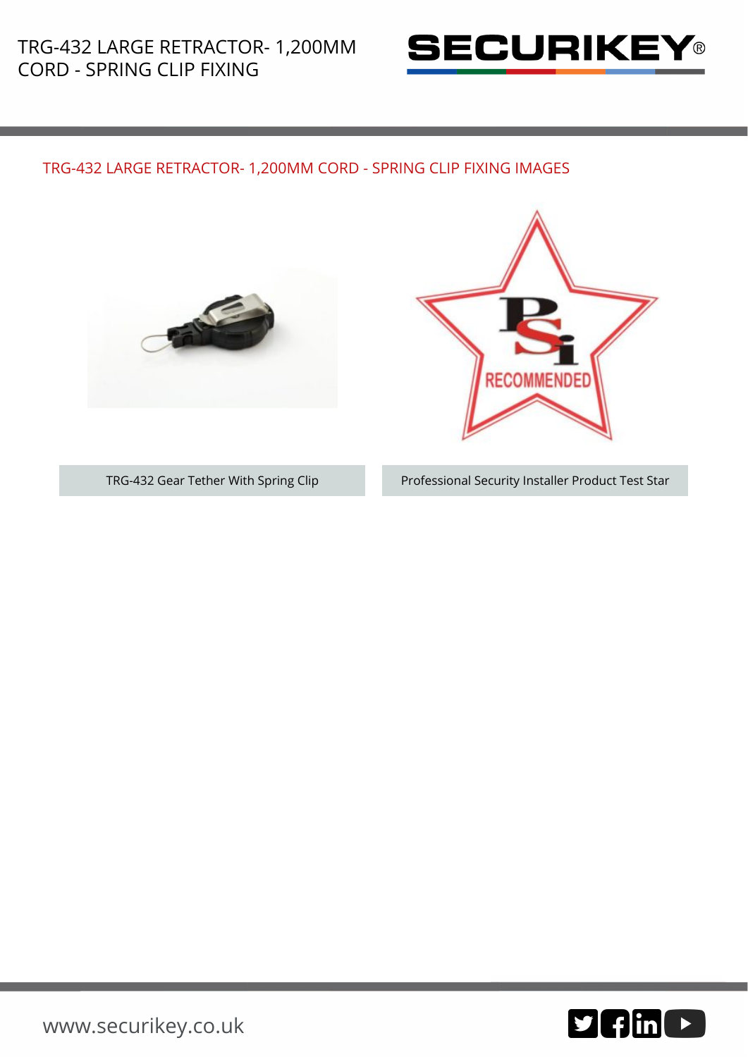# TRG-432 LARGE RETRACTOR- 1,200MM CORD - SPRING CLIP FIXING

## TRG-432 LARGE RETRACTOR- 1,200MM CORD - SPRING CLIP FIXING IMAGES

TRG-432 Gear Tether With Spring Clip

Professional Security Installer Product Test Star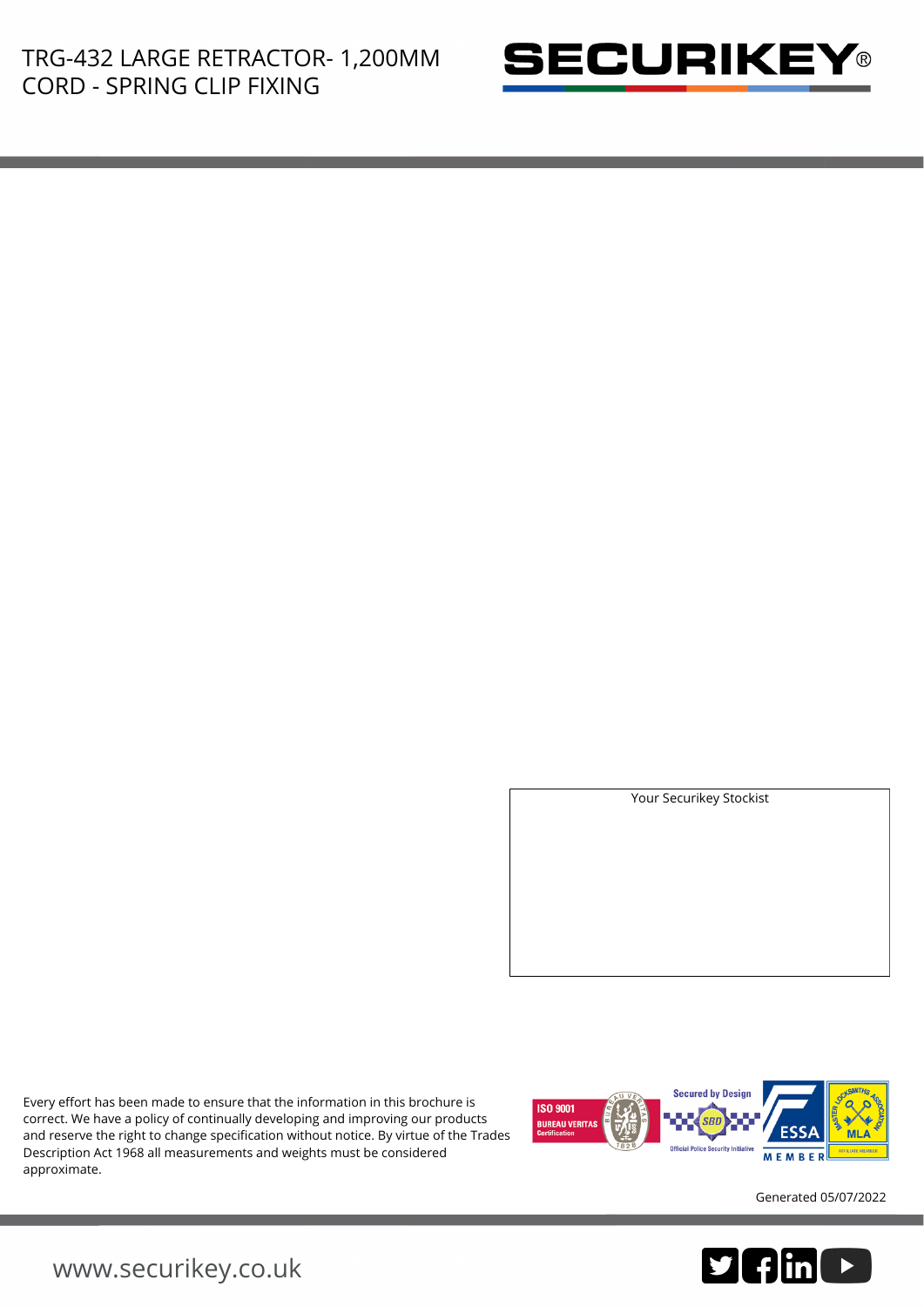# TRG-432 LARGE RETRACTOR- 1,200MM CORD - SPRING CLIP FIXING

Your Securikey Stockist

Every effort has been made to ensure that the information in this brochure is correct. We have a policy of continually developing and improving our products and reserve the right to change specification without notice. By virtue of the Trades Description Act 1968 all measurements and weights must be considered approximate.

Generated 05/07/2022

www.securikey.co.uk